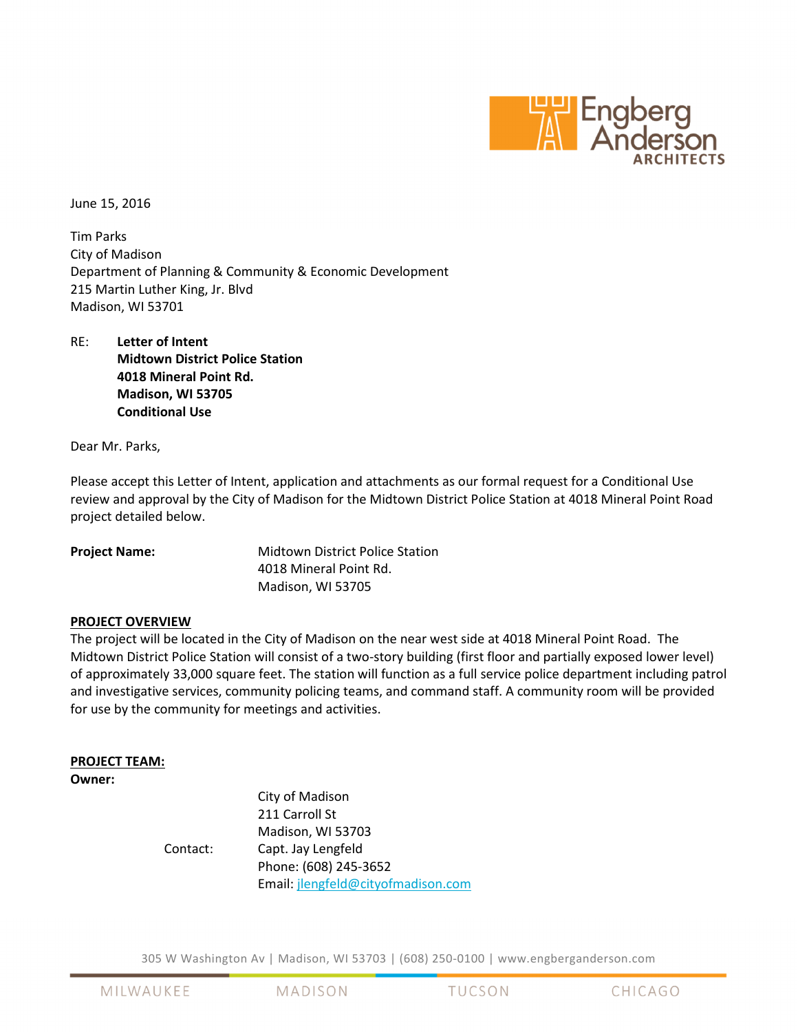June 15, 2016

Tim Parks  
City of Madison  
Department of Planning & Community & Economic Development  
215 Martin Luther King, Jr. Blvd  
Madison, WI 53701

RE: **Letter of Intent**  
**Midtown District Police Station**  
**4018 Mineral Point Rd.**  
**Madison, WI 53705**  
**Conditional Use**

Dear Mr. Parks,

Please accept this Letter of Intent, application and attachments as our formal request for a Conditional Use review and approval by the City of Madison for the Midtown District Police Station at 4018 Mineral Point Road project detailed below.

**Project Name:** Midtown District Police Station  
4018 Mineral Point Rd.  
Madison, WI 53705

**PROJECT OVERVIEW**

The project will be located in the City of Madison on the near west side at 4018 Mineral Point Road. The Midtown District Police Station will consist of a two-story building (first floor and partially exposed lower level) of approximately 33,000 square feet. The station will function as a full service police department including patrol and investigative services, community policing teams, and command staff. A community room will be provided for use by the community for meetings and activities.

**PROJECT TEAM:**

**Owner:**

City of Madison  
211 Carroll St  
Madison, WI 53703

Contact: Capt. Jay Lengfeld  
Phone: (608) 245-3652  
Email: jlengfeld@cityofmadison.com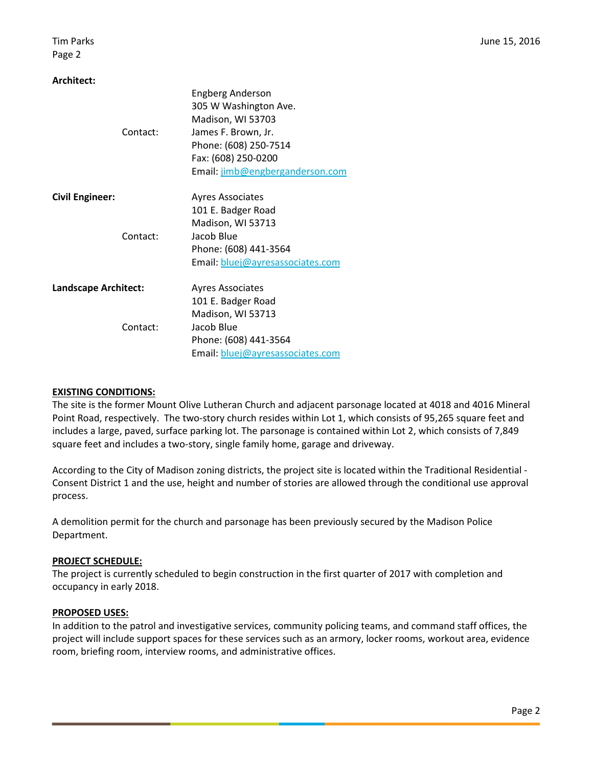**Architect:**

Engberg Anderson
305 W Washington Ave.
Madison, WI 53703
Contact: James F. Brown, Jr.
Phone: (608) 250-7514
Fax: (608) 250-0200
Email: jimb@engberganderson.com

**Civil Engineer:**

Ayres Associates
101 E. Badger Road
Madison, WI 53713
Contact: Jacob Blue
Phone: (608) 441-3564
Email: bluej@ayresassociates.com

**Landscape Architect:**

Ayres Associates
101 E. Badger Road
Madison, WI 53713
Contact: Jacob Blue
Phone: (608) 441-3564
Email: bluej@ayresassociates.com

**EXISTING CONDITIONS:**

The site is the former Mount Olive Lutheran Church and adjacent parsonage located at 4018 and 4016 Mineral Point Road, respectively. The two-story church resides within Lot 1, which consists of 95,265 square feet and includes a large, paved, surface parking lot. The parsonage is contained within Lot 2, which consists of 7,849 square feet and includes a two-story, single family home, garage and driveway.

According to the City of Madison zoning districts, the project site is located within the Traditional Residential - Consent District 1 and the use, height and number of stories are allowed through the conditional use approval process.

A demolition permit for the church and parsonage has been previously secured by the Madison Police Department.

**PROJECT SCHEDULE:**

The project is currently scheduled to begin construction in the first quarter of 2017 with completion and occupancy in early 2018.

**PROPOSED USES:**

In addition to the patrol and investigative services, community policing teams, and command staff offices, the project will include support spaces for these services such as an armory, locker rooms, workout area, evidence room, briefing room, interview rooms, and administrative offices.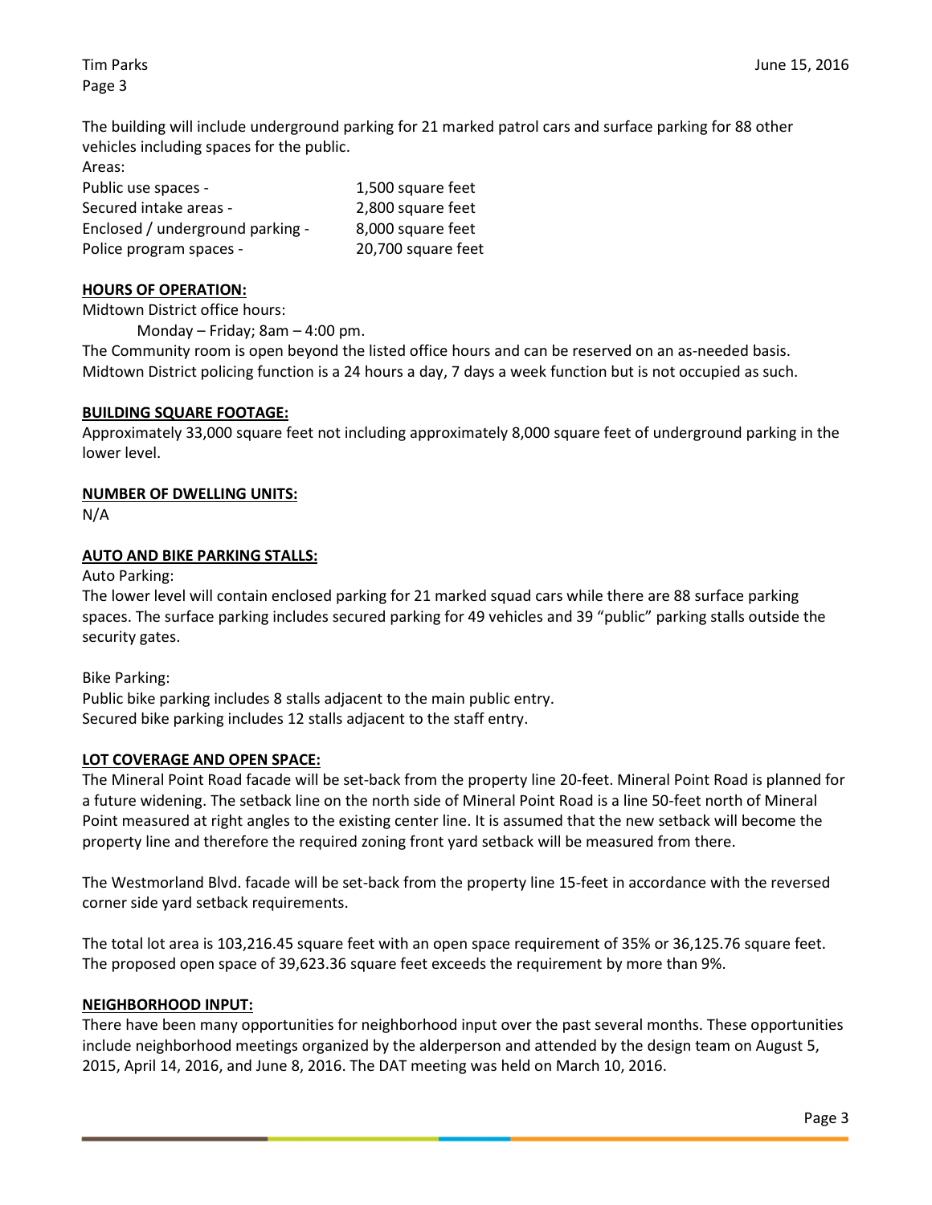The building will include underground parking for 21 marked patrol cars and surface parking for 88 other vehicles including spaces for the public.

Areas:

| | |
|---|---|
| Public use spaces - | 1,500 square feet |
| Secured intake areas - | 2,800 square feet |
| Enclosed / underground parking - | 8,000 square feet |
| Police program spaces - | 20,700 square feet |

**HOURS OF OPERATION:**

Midtown District office hours:

Monday – Friday; 8am – 4:00 pm.

The Community room is open beyond the listed office hours and can be reserved on an as-needed basis. Midtown District policing function is a 24 hours a day, 7 days a week function but is not occupied as such.

**BUILDING SQUARE FOOTAGE:**

Approximately 33,000 square feet not including approximately 8,000 square feet of underground parking in the lower level.

**NUMBER OF DWELLING UNITS:**

N/A

**AUTO AND BIKE PARKING STALLS:**

Auto Parking:

The lower level will contain enclosed parking for 21 marked squad cars while there are 88 surface parking spaces. The surface parking includes secured parking for 49 vehicles and 39 "public" parking stalls outside the security gates.

Bike Parking:

Public bike parking includes 8 stalls adjacent to the main public entry.
Secured bike parking includes 12 stalls adjacent to the staff entry.

**LOT COVERAGE AND OPEN SPACE:**

The Mineral Point Road facade will be set-back from the property line 20-feet. Mineral Point Road is planned for a future widening. The setback line on the north side of Mineral Point Road is a line 50-feet north of Mineral Point measured at right angles to the existing center line. It is assumed that the new setback will become the property line and therefore the required zoning front yard setback will be measured from there.

The Westmorland Blvd. facade will be set-back from the property line 15-feet in accordance with the reversed corner side yard setback requirements.

The total lot area is 103,216.45 square feet with an open space requirement of 35% or 36,125.76 square feet. The proposed open space of 39,623.36 square feet exceeds the requirement by more than 9%.

**NEIGHBORHOOD INPUT:**

There have been many opportunities for neighborhood input over the past several months. These opportunities include neighborhood meetings organized by the alderperson and attended by the design team on August 5, 2015, April 14, 2016, and June 8, 2016. The DAT meeting was held on March 10, 2016.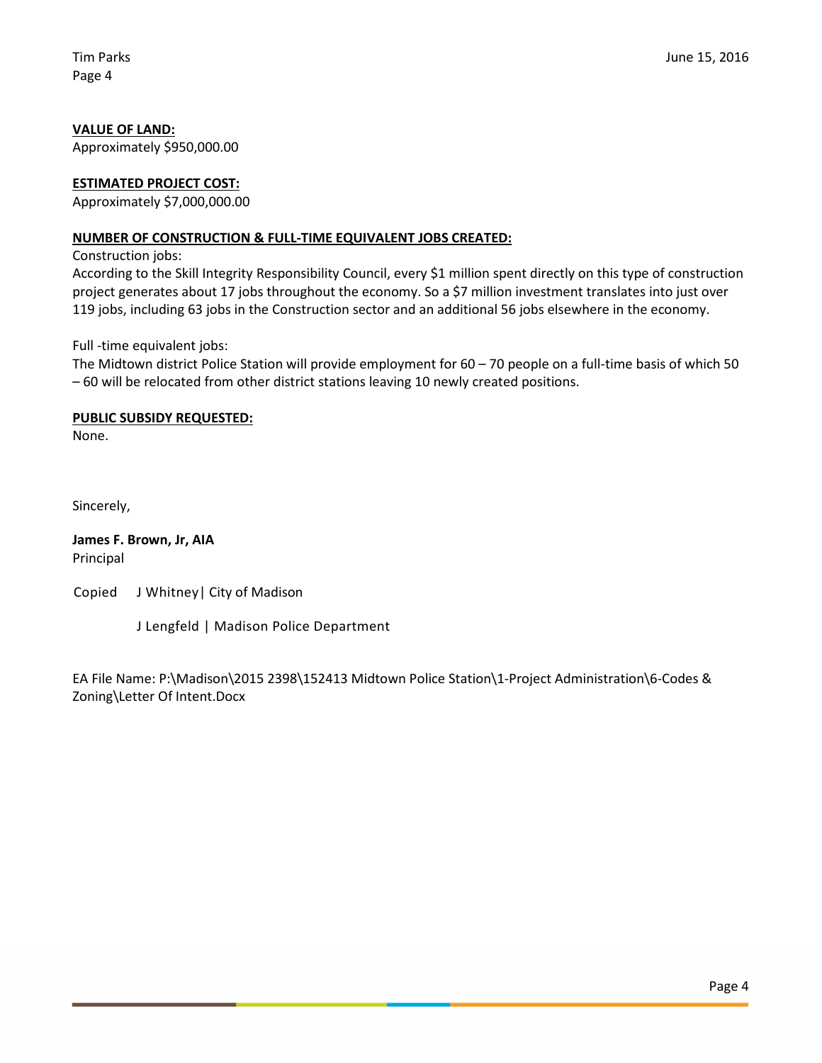**VALUE OF LAND:**
Approximately $950,000.00

**ESTIMATED PROJECT COST:**
Approximately $7,000,000.00

**NUMBER OF CONSTRUCTION & FULL-TIME EQUIVALENT JOBS CREATED:**
Construction jobs:
According to the Skill Integrity Responsibility Council, every $1 million spent directly on this type of construction project generates about 17 jobs throughout the economy. So a $7 million investment translates into just over 119 jobs, including 63 jobs in the Construction sector and an additional 56 jobs elsewhere in the economy.

Full -time equivalent jobs:
The Midtown district Police Station will provide employment for 60 – 70 people on a full-time basis of which 50 – 60 will be relocated from other district stations leaving 10 newly created positions.

**PUBLIC SUBSIDY REQUESTED:**
None.

Sincerely,

**James F. Brown, Jr, AIA**
Principal

Copied J Whitney| City of Madison

J Lengfeld | Madison Police Department

EA File Name: P:\Madison\2015 2398\152413 Midtown Police Station\1-Project Administration\6-Codes & Zoning\Letter Of Intent.Docx